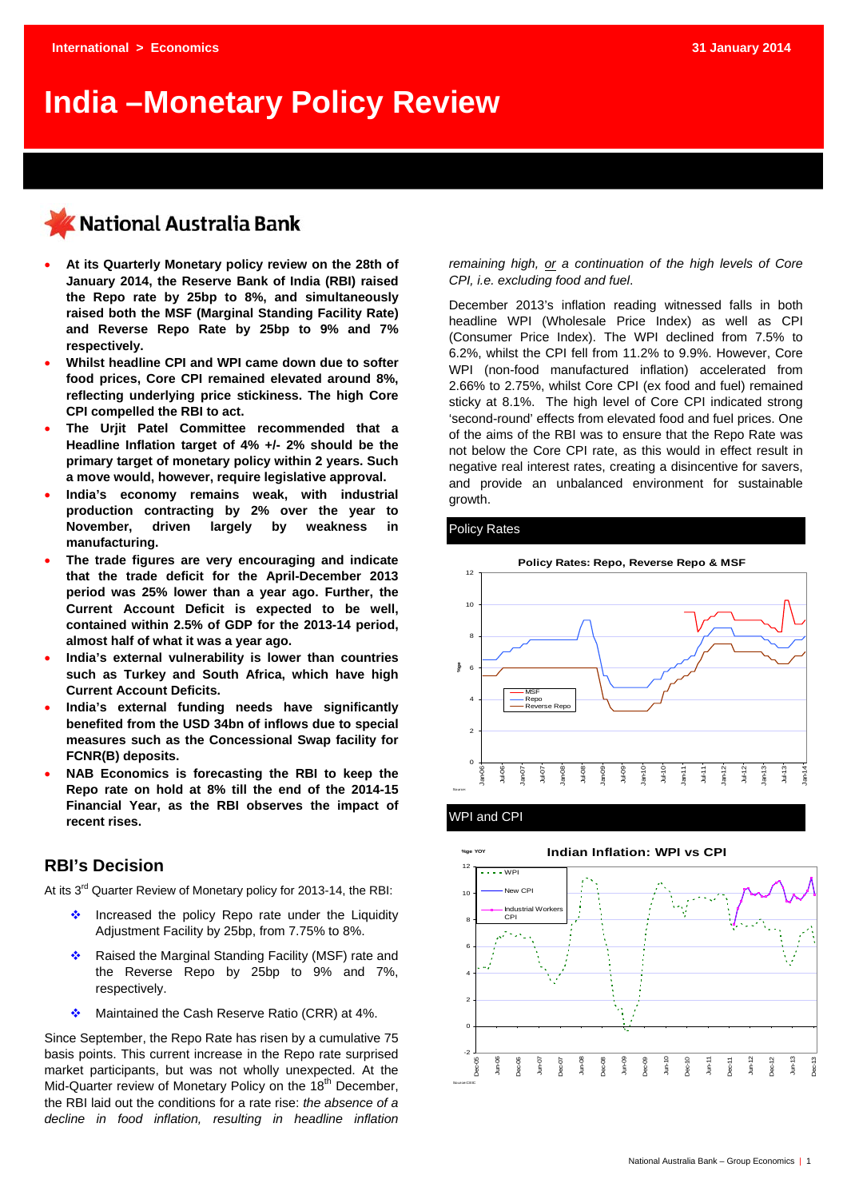International > Economics

31 January 2014

# India –Monetary Policy Review

National Australia Bank

- **At its Quarterly Monetary policy review on the 28th of January 2014, the Reserve Bank of India (RBI) raised the Repo rate by 25bp to 8%, and simultaneously raised both the MSF (Marginal Standing Facility Rate) and Reverse Repo Rate by 25bp to 9% and 7% respectively.**
- **Whilst headline CPI and WPI came down due to softer food prices, Core CPI remained elevated around 8%, reflecting underlying price stickiness. The high Core CPI compelled the RBI to act.**
- **The Urjit Patel Committee recommended that a Headline Inflation target of 4% +/- 2% should be the primary target of monetary policy within 2 years. Such a move would, however, require legislative approval.**
- **India's economy remains weak, with industrial production contracting by 2% over the year to November, driven largely by weakness in manufacturing.**
- **The trade figures are very encouraging and indicate that the trade deficit for the April-December 2013 period was 25% lower than a year ago. Further, the Current Account Deficit is expected to be well, contained within 2.5% of GDP for the 2013-14 period, almost half of what it was a year ago.**
- **India's external vulnerability is lower than countries such as Turkey and South Africa, which have high Current Account Deficits.**
- **India's external funding needs have significantly benefited from the USD 34bn of inflows due to special measures such as the Concessional Swap facility for FCNR(B) deposits.**
- **NAB Economics is forecasting the RBI to keep the Repo rate on hold at 8% till the end of the 2014-15 Financial Year, as the RBI observes the impact of recent rises.**

## RBI's Decision

At its 3rd Quarter Review of Monetary policy for 2013-14, the RBI:

- Increased the policy Repo rate under the Liquidity Adjustment Facility by 25bp, from 7.75% to 8%.
- Raised the Marginal Standing Facility (MSF) rate and the Reverse Repo by 25bp to 9% and 7%, respectively.
- Maintained the Cash Reserve Ratio (CRR) at 4%.

Since September, the Repo Rate has risen by a cumulative 75 basis points. This current increase in the Repo rate surprised market participants, but was not wholly unexpected. At the Mid-Quarter review of Monetary Policy on the 18th December, the RBI laid out the conditions for a rate rise: *the absence of a decline in food inflation, resulting in headline inflation remaining high, <u>or</u> a continuation of the high levels of Core CPI, i.e. excluding food and fuel.*

December 2013's inflation reading witnessed falls in both headline WPI (Wholesale Price Index) as well as CPI (Consumer Price Index). The WPI declined from 7.5% to 6.2%, whilst the CPI fell from 11.2% to 9.9%. However, Core WPI (non-food manufactured inflation) accelerated from 2.66% to 2.75%, whilst Core CPI (ex food and fuel) remained sticky at 8.1%. The high level of Core CPI indicated strong 'second-round' effects from elevated food and fuel prices. One of the aims of the RBI was to ensure that the Repo Rate was not below the Core CPI rate, as this would in effect result in negative real interest rates, creating a disincentive for savers, and provide an unbalanced environment for sustainable growth.

### Policy Rates

Policy Rates: Repo, Reverse Repo & MSF

### WPI and CPI

Indian Inflation: WPI vs CPI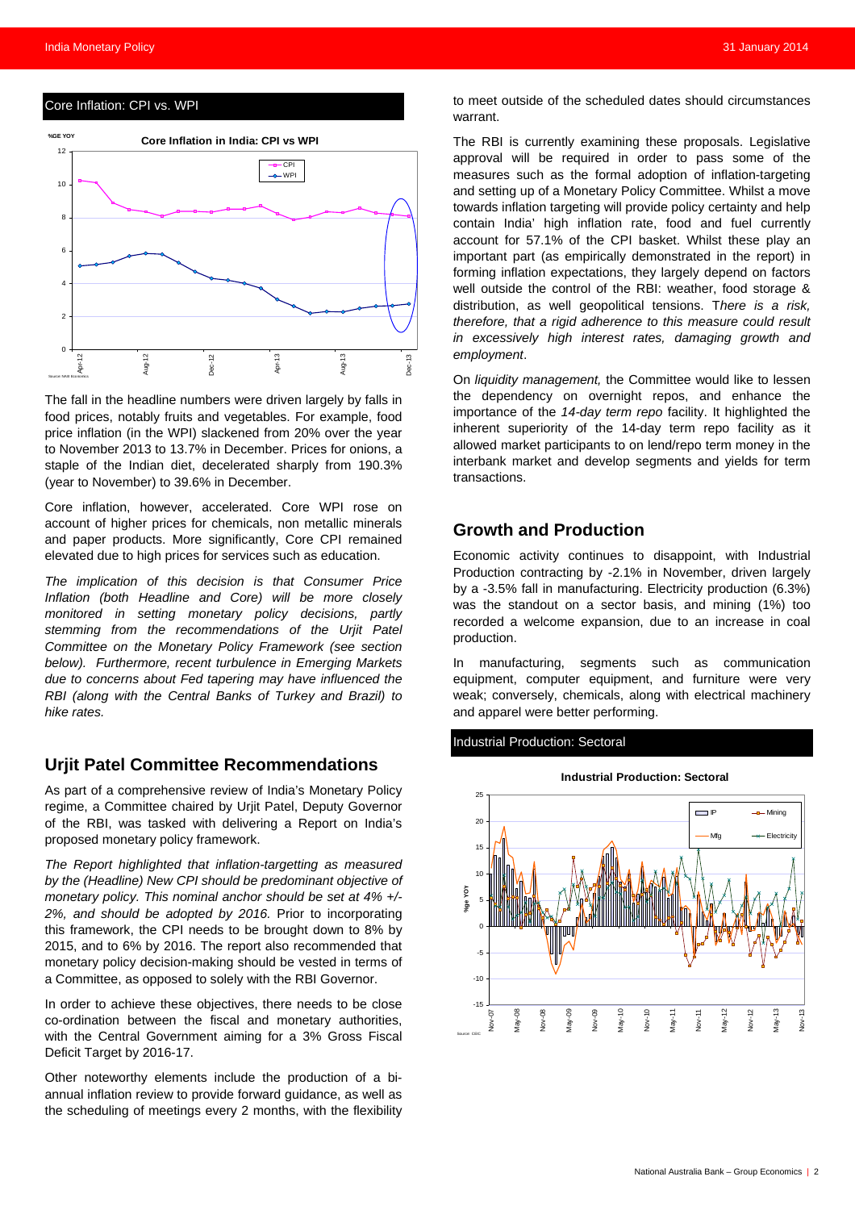### Core Inflation: CPI vs. WPI

The fall in the headline numbers were driven largely by falls in food prices, notably fruits and vegetables. For example, food price inflation (in the WPI) slackened from 20% over the year to November 2013 to 13.7% in December. Prices for onions, a staple of the Indian diet, decelerated sharply from 190.3% (year to November) to 39.6% in December.

Core inflation, however, accelerated. Core WPI rose on account of higher prices for chemicals, non metallic minerals and paper products. More significantly, Core CPI remained elevated due to high prices for services such as education.

*The implication of this decision is that Consumer Price Inflation (both Headline and Core) will be more closely monitored in setting monetary policy decisions, partly stemming from the recommendations of the Urjit Patel Committee on the Monetary Policy Framework (see section below). Furthermore, recent turbulence in Emerging Markets due to concerns about Fed tapering may have influenced the RBI (along with the Central Banks of Turkey and Brazil) to hike rates.*

## Urjit Patel Committee Recommendations

As part of a comprehensive review of India's Monetary Policy regime, a Committee chaired by Urjit Patel, Deputy Governor of the RBI, was tasked with delivering a Report on India's proposed monetary policy framework.

*The Report highlighted that inflation-targetting as measured by the (Headline) New CPI should be predominant objective of monetary policy. This nominal anchor should be set at 4% +/- 2%, and should be adopted by 2016.* Prior to incorporating this framework, the CPI needs to be brought down to 8% by 2015, and to 6% by 2016. The report also recommended that monetary policy decision-making should be vested in terms of a Committee, as opposed to solely with the RBI Governor.

In order to achieve these objectives, there needs to be close co-ordination between the fiscal and monetary authorities, with the Central Government aiming for a 3% Gross Fiscal Deficit Target by 2016-17.

Other noteworthy elements include the production of a bi-annual inflation review to provide forward guidance, as well as the scheduling of meetings every 2 months, with the flexibility to meet outside of the scheduled dates should circumstances warrant.

The RBI is currently examining these proposals. Legislative approval will be required in order to pass some of the measures such as the formal adoption of inflation-targeting and setting up of a Monetary Policy Committee. Whilst a move towards inflation targeting will provide policy certainty and help contain India' high inflation rate, food and fuel currently account for 57.1% of the CPI basket. Whilst these play an important part (as empirically demonstrated in the report) in forming inflation expectations, they largely depend on factors well outside the control of the RBI: weather, food storage & distribution, as well geopolitical tensions. T*here is a risk, therefore, that a rigid adherence to this measure could result in excessively high interest rates, damaging growth and employment*.

On *liquidity management,* the Committee would like to lessen the dependency on overnight repos, and enhance the importance of the *14-day term repo* facility. It highlighted the inherent superiority of the 14-day term repo facility as it allowed market participants to on lend/repo term money in the interbank market and develop segments and yields for term transactions.

## Growth and Production

Economic activity continues to disappoint, with Industrial Production contracting by -2.1% in November, driven largely by a -3.5% fall in manufacturing. Electricity production (6.3%) was the standout on a sector basis, and mining (1%) too recorded a welcome expansion, due to an increase in coal production.

In manufacturing, segments such as communication equipment, computer equipment, and furniture were very weak; conversely, chemicals, along with electrical machinery and apparel were better performing.

### Industrial Production: Sectoral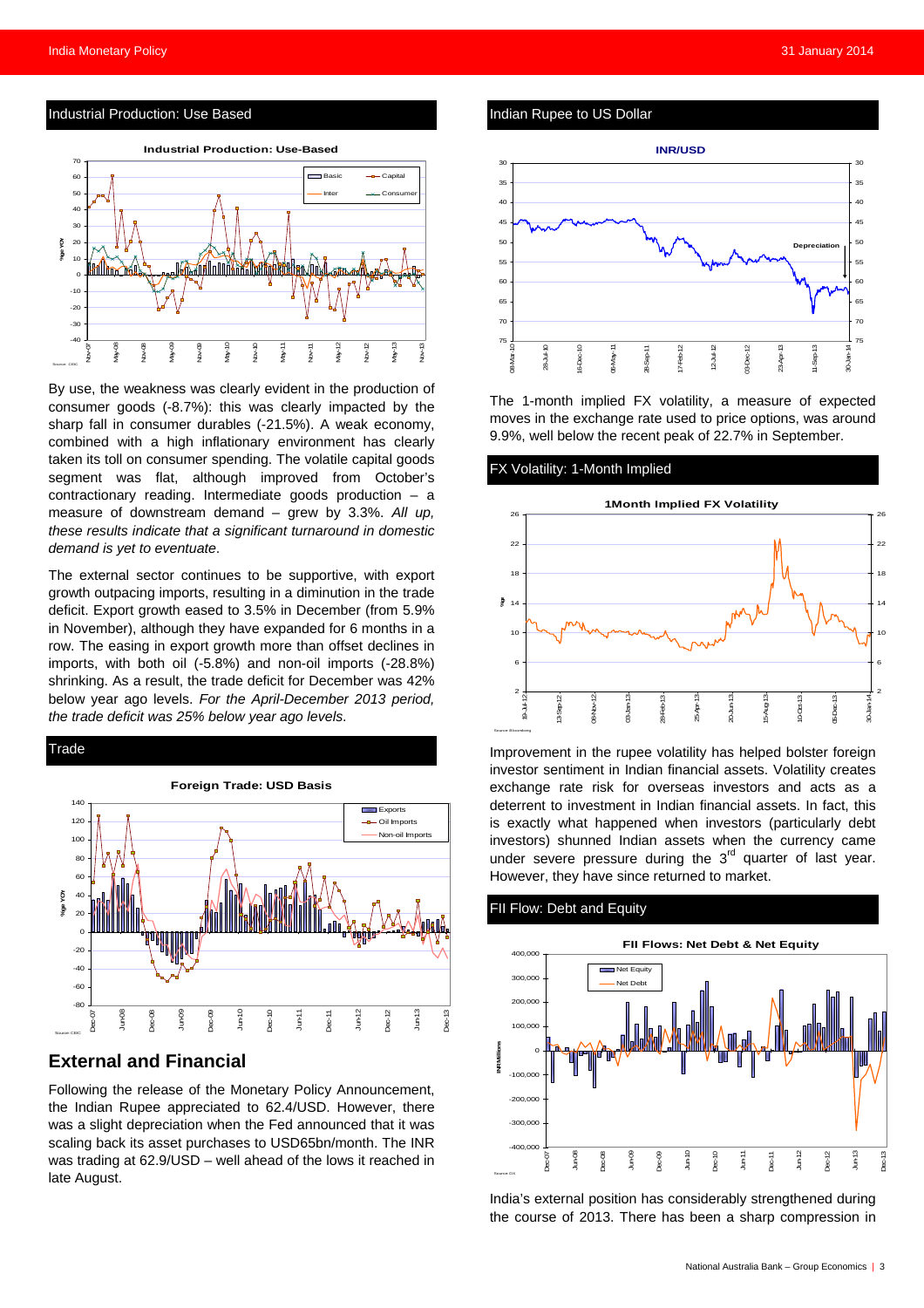## Industrial Production: Use Based

By use, the weakness was clearly evident in the production of consumer goods (-8.7%): this was clearly impacted by the sharp fall in consumer durables (-21.5%). A weak economy, combined with a high inflationary environment has clearly taken its toll on consumer spending. The volatile capital goods segment was flat, although improved from October's contractionary reading. Intermediate goods production – a measure of downstream demand – grew by 3.3%. *All up, these results indicate that a significant turnaround in domestic demand is yet to eventuate*.

The external sector continues to be supportive, with export growth outpacing imports, resulting in a diminution in the trade deficit. Export growth eased to 3.5% in December (from 5.9% in November), although they have expanded for 6 months in a row. The easing in export growth more than offset declines in imports, with both oil (-5.8%) and non-oil imports (-28.8%) shrinking. As a result, the trade deficit for December was 42% below year ago levels. *For the April-December 2013 period, the trade deficit was 25% below year ago levels.*

## Trade

## External and Financial

Following the release of the Monetary Policy Announcement, the Indian Rupee appreciated to 62.4/USD. However, there was a slight depreciation when the Fed announced that it was scaling back its asset purchases to USD65bn/month. The INR was trading at 62.9/USD – well ahead of the lows it reached in late August.

## Indian Rupee to US Dollar

The 1-month implied FX volatility, a measure of expected moves in the exchange rate used to price options, was around 9.9%, well below the recent peak of 22.7% in September.

## FX Volatility: 1-Month Implied

Improvement in the rupee volatility has helped bolster foreign investor sentiment in Indian financial assets. Volatility creates exchange rate risk for overseas investors and acts as a deterrent to investment in Indian financial assets. In fact, this is exactly what happened when investors (particularly debt investors) shunned Indian assets when the currency came under severe pressure during the 3rd quarter of last year. However, they have since returned to market.

## FII Flow: Debt and Equity

India's external position has considerably strengthened during the course of 2013. There has been a sharp compression in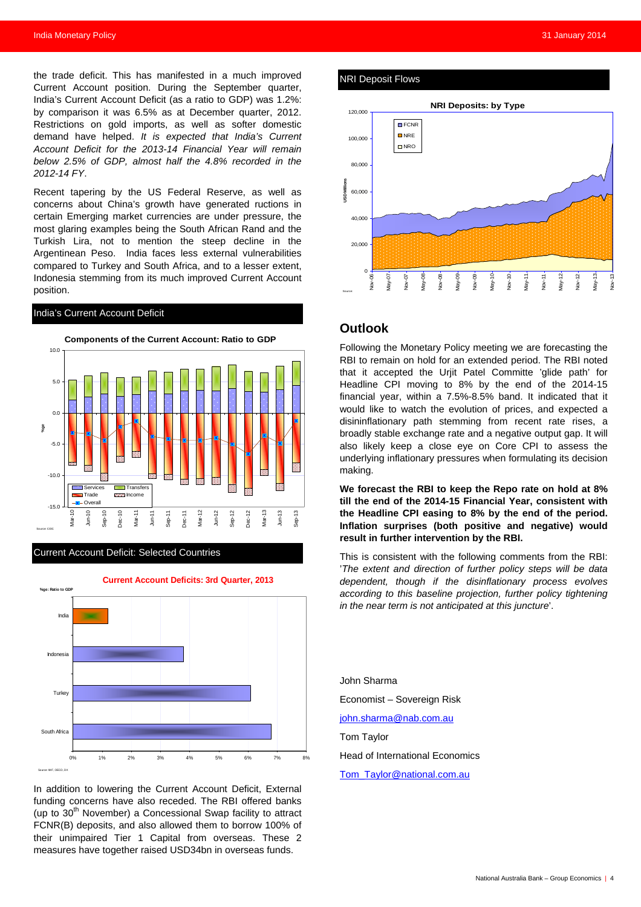the trade deficit. This has manifested in a much improved Current Account position. During the September quarter, India's Current Account Deficit (as a ratio to GDP) was 1.2%: by comparison it was 6.5% as at December quarter, 2012. Restrictions on gold imports, as well as softer domestic demand have helped. *It is expected that India's Current Account Deficit for the 2013-14 Financial Year will remain below 2.5% of GDP, almost half the 4.8% recorded in the 2012-14 FY*.

Recent tapering by the US Federal Reserve, as well as concerns about China's growth have generated ructions in certain Emerging market currencies are under pressure, the most glaring examples being the South African Rand and the Turkish Lira, not to mention the steep decline in the Argentinean Peso. India faces less external vulnerabilities compared to Turkey and South Africa, and to a lesser extent, Indonesia stemming from its much improved Current Account position.

### India's Current Account Deficit

### Current Account Deficit: Selected Countries

In addition to lowering the Current Account Deficit, External funding concerns have also receded. The RBI offered banks (up to 30th November) a Concessional Swap facility to attract FCNR(B) deposits, and also allowed them to borrow 100% of their unimpaired Tier 1 Capital from overseas. These 2 measures have together raised USD34bn in overseas funds.

### NRI Deposit Flows

## Outlook

Following the Monetary Policy meeting we are forecasting the RBI to remain on hold for an extended period. The RBI noted that it accepted the Urjit Patel Committe 'glide path' for Headline CPI moving to 8% by the end of the 2014-15 financial year, within a 7.5%-8.5% band. It indicated that it would like to watch the evolution of prices, and expected a disininflationary path stemming from recent rate rises, a broadly stable exchange rate and a negative output gap. It will also likely keep a close eye on Core CPI to assess the underlying inflationary pressures when formulating its decision making.

**We forecast the RBI to keep the Repo rate on hold at 8% till the end of the 2014-15 Financial Year, consistent with the Headline CPI easing to 8% by the end of the period. Inflation surprises (both positive and negative) would result in further intervention by the RBI.**

This is consistent with the following comments from the RBI: '*The extent and direction of further policy steps will be data dependent, though if the disinflationary process evolves according to this baseline projection, further policy tightening in the near term is not anticipated at this juncture*'.

John Sharma

Economist – Sovereign Risk

john.sharma@nab.com.au

Tom Taylor

Head of International Economics

Tom_Taylor@national.com.au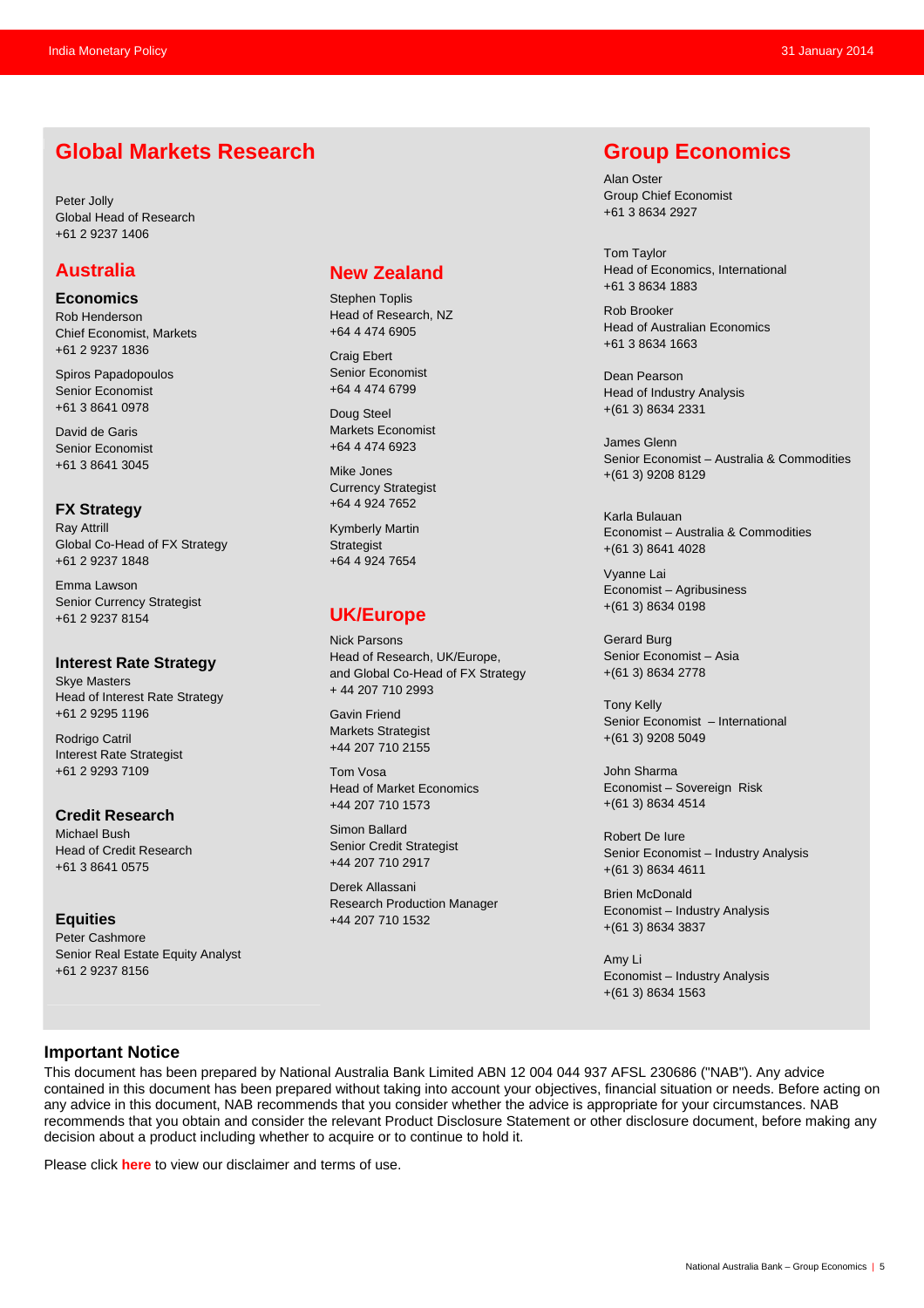# Global Markets Research

Peter Jolly
Global Head of Research
+61 2 9237 1406

## Australia

### Economics

Rob Henderson
Chief Economist, Markets
+61 2 9237 1836

Spiros Papadopoulos
Senior Economist
+61 3 8641 0978

David de Garis
Senior Economist
+61 3 8641 3045

### FX Strategy

Ray Attrill
Global Co-Head of FX Strategy
+61 2 9237 1848

Emma Lawson
Senior Currency Strategist
+61 2 9237 8154

### Interest Rate Strategy

Skye Masters
Head of Interest Rate Strategy
+61 2 9295 1196

Rodrigo Catril
Interest Rate Strategist
+61 2 9293 7109

### Credit Research

Michael Bush
Head of Credit Research
+61 3 8641 0575

### Equities

Peter Cashmore
Senior Real Estate Equity Analyst
+61 2 9237 8156

## New Zealand

Stephen Toplis
Head of Research, NZ
+64 4 474 6905

Craig Ebert
Senior Economist
+64 4 474 6799

Doug Steel
Markets Economist
+64 4 474 6923

Mike Jones
Currency Strategist
+64 4 924 7652

Kymberly Martin
Strategist
+64 4 924 7654

## UK/Europe

Nick Parsons
Head of Research, UK/Europe,
and Global Co-Head of FX Strategy
+ 44 207 710 2993

Gavin Friend
Markets Strategist
+44 207 710 2155

Tom Vosa
Head of Market Economics
+44 207 710 1573

Simon Ballard
Senior Credit Strategist
+44 207 710 2917

Derek Allassani
Research Production Manager
+44 207 710 1532

# Group Economics

Alan Oster
Group Chief Economist
+61 3 8634 2927

Tom Taylor
Head of Economics, International
+61 3 8634 1883

Rob Brooker
Head of Australian Economics
+61 3 8634 1663

Dean Pearson
Head of Industry Analysis
+(61 3) 8634 2331

James Glenn
Senior Economist – Australia & Commodities
+(61 3) 9208 8129

Karla Bulauan
Economist – Australia & Commodities
+(61 3) 8641 4028

Vyanne Lai
Economist – Agribusiness
+(61 3) 8634 0198

Gerard Burg
Senior Economist – Asia
+(61 3) 8634 2778

Tony Kelly
Senior Economist – International
+(61 3) 9208 5049

John Sharma
Economist – Sovereign Risk
+(61 3) 8634 4514

Robert De Iure
Senior Economist – Industry Analysis
+(61 3) 8634 4611

Brien McDonald
Economist – Industry Analysis
+(61 3) 8634 3837

Amy Li
Economist – Industry Analysis
+(61 3) 8634 1563

## Important Notice

This document has been prepared by National Australia Bank Limited ABN 12 004 044 937 AFSL 230686 ("NAB"). Any advice contained in this document has been prepared without taking into account your objectives, financial situation or needs. Before acting on any advice in this document, NAB recommends that you consider whether the advice is appropriate for your circumstances. NAB recommends that you obtain and consider the relevant Product Disclosure Statement or other disclosure document, before making any decision about a product including whether to acquire or to continue to hold it.

Please click **here** to view our disclaimer and terms of use.